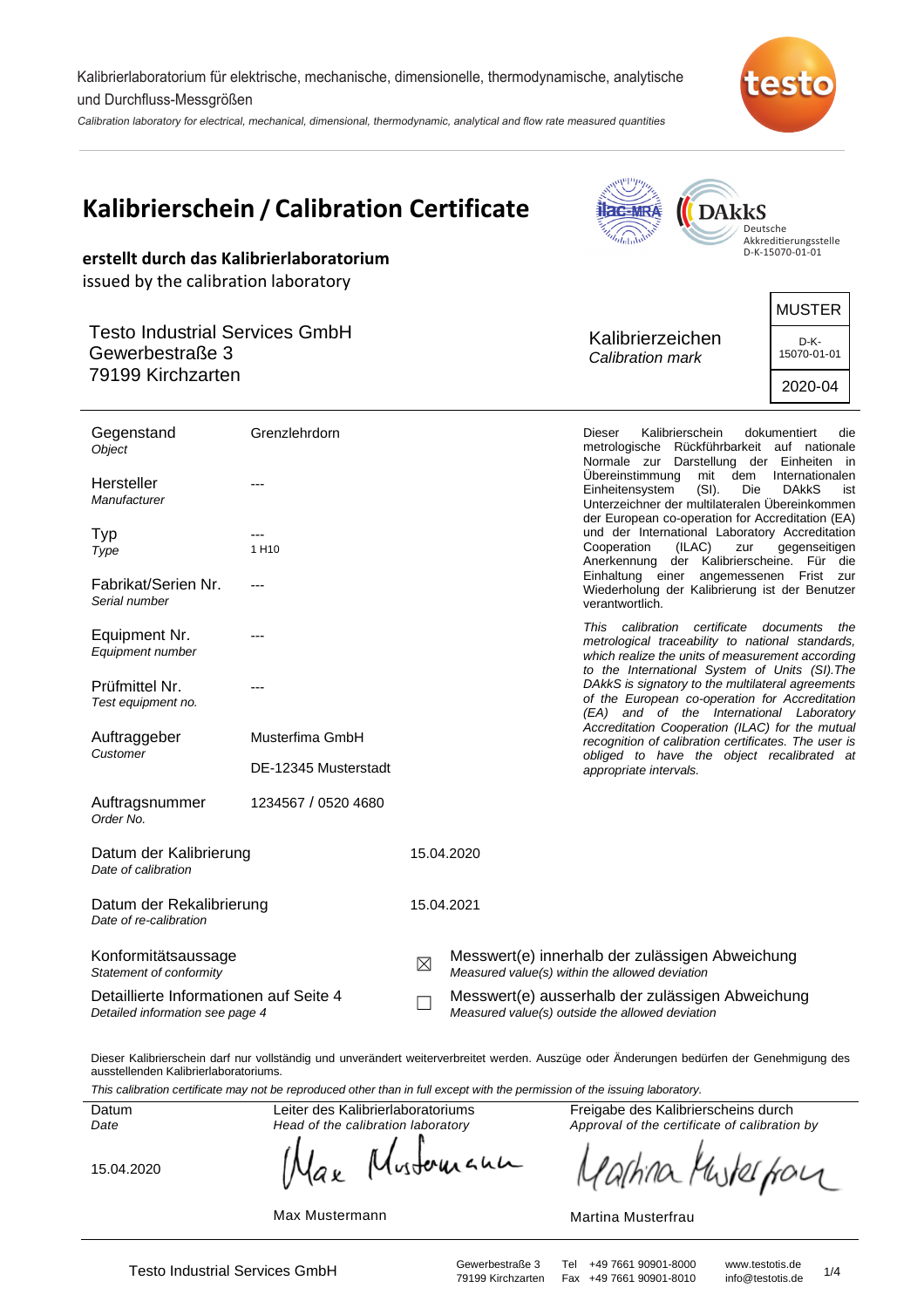Kalibrierlaboratorium für elektrische, mechanische, dimensionelle, thermodynamische, analytische und Durchfluss-Messgrößen

*Calibration laboratory for electrical, mechanical, dimensional, thermodynamic, analytical and flow rate measured quantities*

# Kalibrierschein / Calibration Certificate

Deutsche Akkreditierungsstelle D-K-15070-01-01

**erstellt durch das Kalibrierlaboratorium**
issued by the calibration laboratory

Testo Industrial Services GmbH
Gewerbestraße 3
79199 Kirchzarten

Kalibrierzeichen
*Calibration mark*

| MUSTER |
|---|
| D-K-15070-01-01 |
| 2020-04 |

| | |
|---|---|
| Gegenstand *Object* | Grenzlehrdorn |
| Hersteller *Manufacturer* | --- |
| Typ *Type* | --- 1 H10 |
| Fabrikat/Serien Nr. *Serial number* | --- |
| Equipment Nr. *Equipment number* | --- |
| Prüfmittel Nr. *Test equipment no.* | --- |
| Auftraggeber *Customer* | Musterfima GmbH DE-12345 Musterstadt |
| Auftragsnummer *Order No.* | 1234567 / 0520 4680 |

Dieser Kalibrierschein dokumentiert die metrologische Rückführbarkeit auf nationale Normale zur Darstellung der Einheiten in Übereinstimmung mit dem Internationalen Einheitensystem (SI). Die DAkkS ist Unterzeichner der multilateralen Übereinkommen der European co-operation for Accreditation (EA) und der International Laboratory Accreditation Cooperation (ILAC) zur gegenseitigen Anerkennung der Kalibrierscheine. Für die Einhaltung einer angemessenen Frist zur Wiederholung der Kalibrierung ist der Benutzer verantwortlich.

*This calibration certificate documents the metrological traceability to national standards, which realize the units of measurement according to the International System of Units (SI).The DAkkS is signatory to the multilateral agreements of the European co-operation for Accreditation (EA) and of the International Laboratory Accreditation Cooperation (ILAC) for the mutual recognition of calibration certificates. The user is obliged to have the object recalibrated at appropriate intervals.*

| | |
|---|---|
| Datum der Kalibrierung *Date of calibration* | 15.04.2020 |
| Datum der Rekalibrierung *Date of re-calibration* | 15.04.2021 |

Konformitätsaussage
*Statement of conformity*

Detaillierte Informationen auf Seite 4
*Detailed information see page 4*

☒ Messwert(e) innerhalb der zulässigen Abweichung
*Measured value(s) within the allowed deviation*

☐ Messwert(e) ausserhalb der zulässigen Abweichung
*Measured value(s) outside the allowed deviation*

Dieser Kalibrierschein darf nur vollständig und unverändert weiterverbreitet werden. Auszüge oder Änderungen bedürfen der Genehmigung des ausstellenden Kalibrierlaboratoriums.
*This calibration certificate may not be reproduced other than in full except with the permission of the issuing laboratory.*

| Datum *Date* | Leiter des Kalibrierlaboratoriums *Head of the calibration laboratory* | Freigabe des Kalibrierscheins durch *Approval of the certificate of calibration by* |
|---|---|---|
| 15.04.2020 | Max Mustermann | Martina Musterfrau |

Testo Industrial Services GmbH — Gewerbestraße 3, 79199 Kirchzarten — Tel +49 7661 90901-8000, Fax +49 7661 90901-8010 — www.testotis.de, info@testotis.de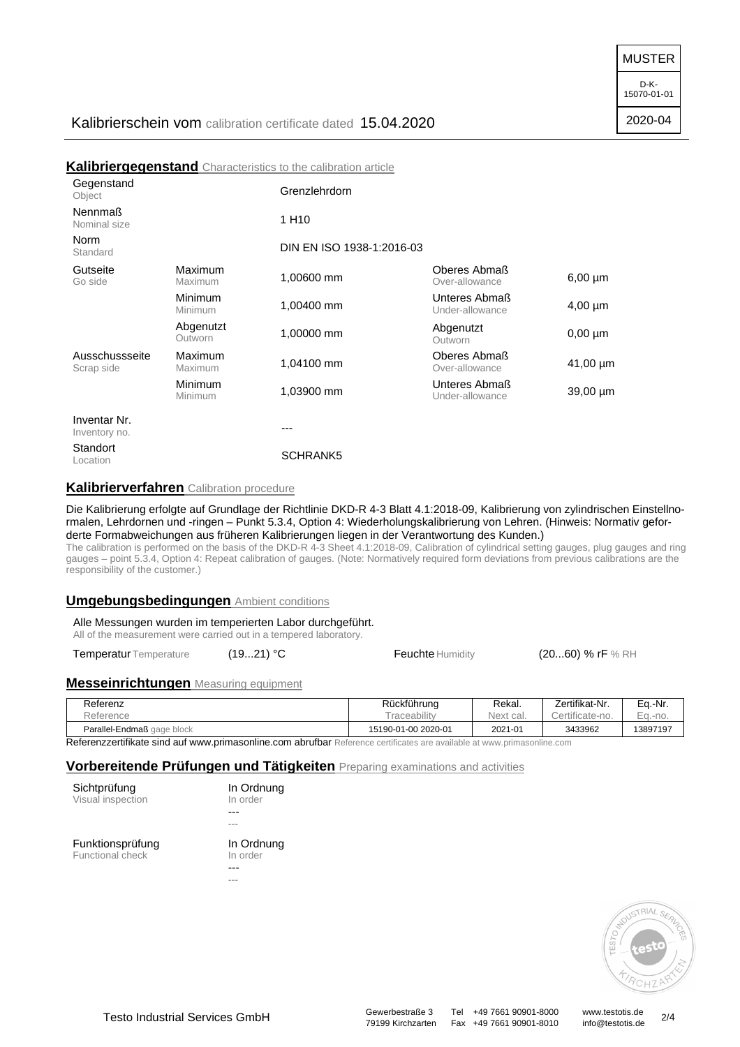MUSTER

D-K-15070-01-01

2020-04

Kalibrierschein vom calibration certificate dated 15.04.2020

## Kalibriergegenstand Characteristics to the calibration article

| | | | | |
|---|---|---|---|---|
| Gegenstand Object | | Grenzlehrdorn | | |
| Nennmaß Nominal size | | 1 H10 | | |
| Norm Standard | | DIN EN ISO 1938-1:2016-03 | | |
| Gutseite Go side | Maximum Maximum | 1,00600 mm | Oberes Abmaß Over-allowance | 6,00 µm |
| | Minimum Minimum | 1,00400 mm | Unteres Abmaß Under-allowance | 4,00 µm |
| | Abgenutzt Outworn | 1,00000 mm | Abgenutzt Outworn | 0,00 µm |
| Ausschussseite Scrap side | Maximum Maximum | 1,04100 mm | Oberes Abmaß Over-allowance | 41,00 µm |
| | Minimum Minimum | 1,03900 mm | Unteres Abmaß Under-allowance | 39,00 µm |
| Inventar Nr. Inventory no. | | --- | | |
| Standort Location | | SCHRANK5 | | |

## Kalibrierverfahren Calibration procedure

Die Kalibrierung erfolgte auf Grundlage der Richtlinie DKD-R 4-3 Blatt 4.1:2018-09, Kalibrierung von zylindrischen Einstellnormalen, Lehrdornen und -ringen – Punkt 5.3.4, Option 4: Wiederholungskalibrierung von Lehren. (Hinweis: Normativ geforderte Formabweichungen aus früheren Kalibrierungen liegen in der Verantwortung des Kunden.)

The calibration is performed on the basis of the DKD-R 4-3 Sheet 4.1:2018-09, Calibration of cylindrical setting gauges, plug gauges and ring gauges – point 5.3.4, Option 4: Repeat calibration of gauges. (Note: Normatively required form deviations from previous calibrations are the responsibility of the customer.)

## Umgebungsbedingungen Ambient conditions

Alle Messungen wurden im temperierten Labor durchgeführt.
All of the measurement were carried out in a tempered laboratory.

Temperatur Temperature (19...21) °C — Feuchte Humidity (20...60) % rF % RH

## Messeinrichtungen Measuring equipment

| Referenz Reference | Rückführung Traceability | Rekal. Next cal. | Zertifikat-Nr. Certificate-no. | Eq.-Nr. Eq.-no. |
|---|---|---|---|---|
| Parallel-Endmaß gage block | 15190-01-00 2020-01 | 2021-01 | 3433962 | 13897197 |

Referenzzertifikate sind auf www.primasonline.com abrufbar Reference certificates are available at www.primasonline.com

## Vorbereitende Prüfungen und Tätigkeiten Preparing examinations and activities

| | |
|---|---|
| Sichtprüfung Visual inspection | In Ordnung In order<br>---<br>--- |
| Funktionsprüfung Functional check | In Ordnung In order<br>---<br>--- |

Testo Industrial Services GmbH — Gewerbestraße 3, 79199 Kirchzarten — Tel +49 7661 90901-8000, Fax +49 7661 90901-8010 — www.testotis.de, info@testotis.de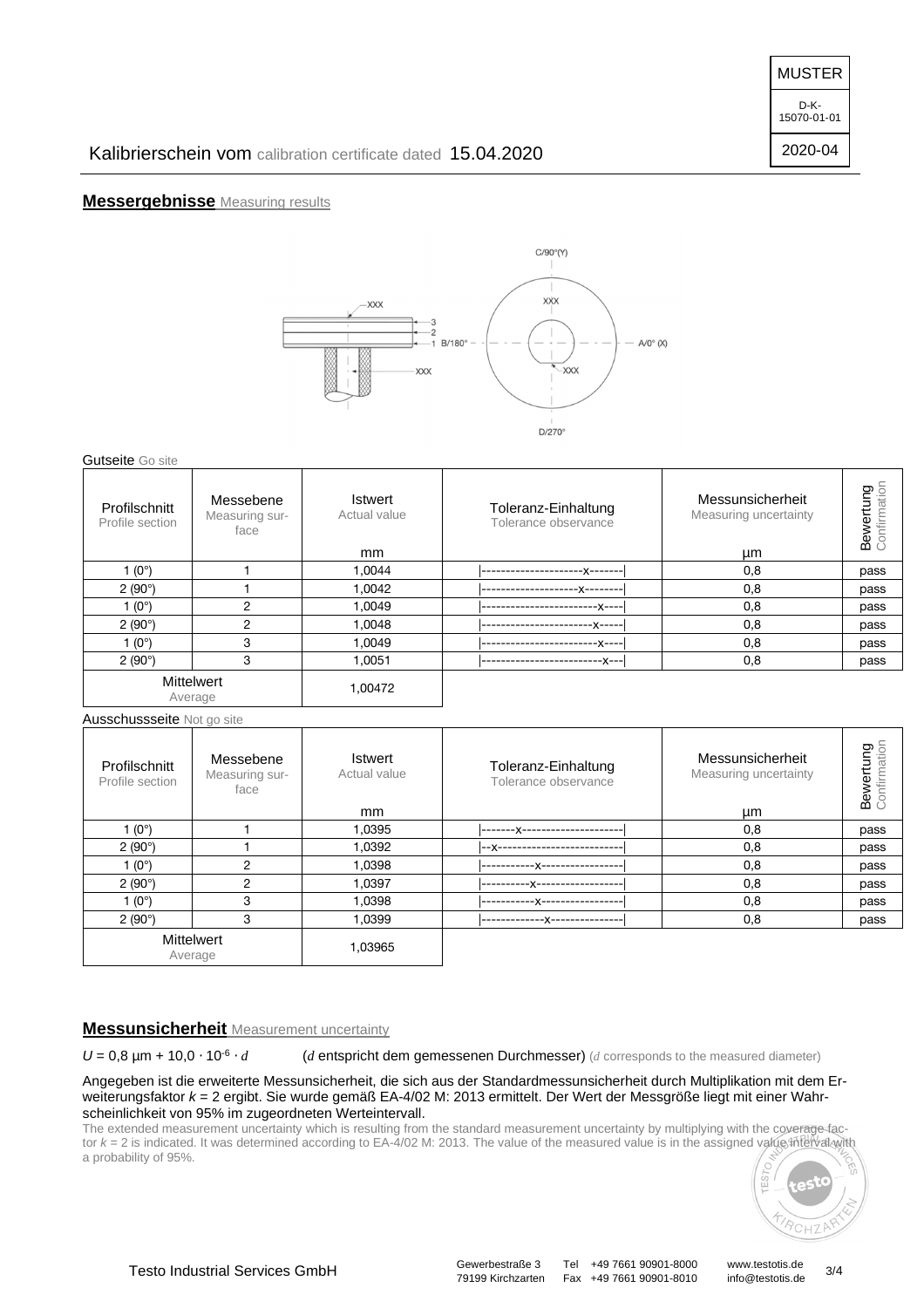Kalibrierschein vom calibration certificate dated 15.04.2020

## Messergebnisse Measuring results

Gutseite Go site

| Profilschnitt Profile section | Messebene Measuring surface | Istwert Actual value mm | Toleranz-Einhaltung Tolerance observance | Messunsicherheit Measuring uncertainty µm | Bewertung Confirmation |
|---|---|---|---|---|---|
| 1 (0°) | 1 | 1,0044 | \|---------------------x-------\| | 0,8 | pass |
| 2 (90°) | 1 | 1,0042 | \|--------------------x--------\| | 0,8 | pass |
| 1 (0°) | 2 | 1,0049 | \|------------------------x----\| | 0,8 | pass |
| 2 (90°) | 2 | 1,0048 | \|-----------------------x-----\| | 0,8 | pass |
| 1 (0°) | 3 | 1,0049 | \|------------------------x----\| | 0,8 | pass |
| 2 (90°) | 3 | 1,0051 | \|-------------------------x---\| | 0,8 | pass |
| Mittelwert Average | | 1,00472 | | | |

Ausschussseite Not go site

| Profilschnitt Profile section | Messebene Measuring surface | Istwert Actual value mm | Toleranz-Einhaltung Tolerance observance | Messunsicherheit Measuring uncertainty µm | Bewertung Confirmation |
|---|---|---|---|---|---|
| 1 (0°) | 1 | 1,0395 | \|-------x---------------------\| | 0,8 | pass |
| 2 (90°) | 1 | 1,0392 | \|--x--------------------------\| | 0,8 | pass |
| 1 (0°) | 2 | 1,0398 | \|-----------x-----------------\| | 0,8 | pass |
| 2 (90°) | 2 | 1,0397 | \|----------x------------------\| | 0,8 | pass |
| 1 (0°) | 3 | 1,0398 | \|-----------x-----------------\| | 0,8 | pass |
| 2 (90°) | 3 | 1,0399 | \|-------------x---------------\| | 0,8 | pass |
| Mittelwert Average | | 1,03965 | | | |

## Messunsicherheit Measurement uncertainty

$U = 0{,}8\ \mu m + 10{,}0 \cdot 10^{-6} \cdot d$ ($d$ entspricht dem gemessenen Durchmesser) ($d$ corresponds to the measured diameter)

Angegeben ist die erweiterte Messunsicherheit, die sich aus der Standardmessunsicherheit durch Multiplikation mit dem Erweiterungsfaktor $k = 2$ ergibt. Sie wurde gemäß EA-4/02 M: 2013 ermittelt. Der Wert der Messgröße liegt mit einer Wahrscheinlichkeit von 95% im zugeordneten Werteintervall.

The extended measurement uncertainty which is resulting from the standard measurement uncertainty by multiplying with the coverage factor $k = 2$ is indicated. It was determined according to EA-4/02 M: 2013. The value of the measured value is in the assigned value interval with a probability of 95%.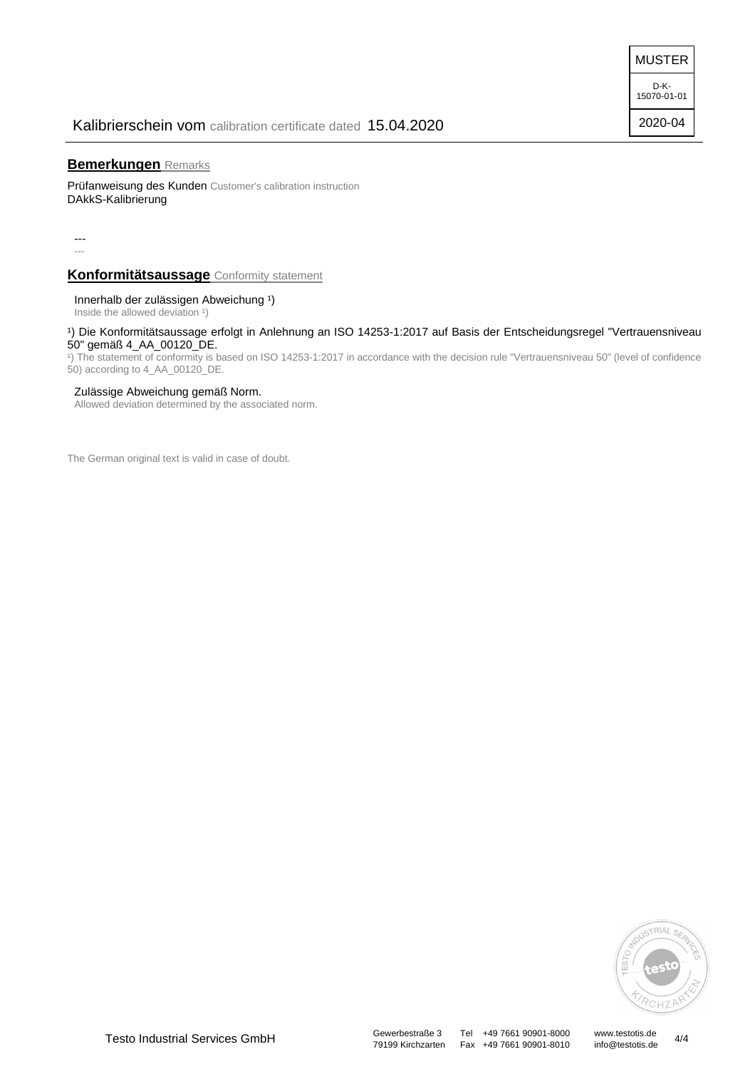MUSTER

D-K-15070-01-01

2020-04

Kalibrierschein vom calibration certificate dated 15.04.2020

## Bemerkungen Remarks

Prüfanweisung des Kunden Customer's calibration instruction
DAkkS-Kalibrierung

---
---

## Konformitätsaussage Conformity statement

Innerhalb der zulässigen Abweichung ¹)
Inside the allowed deviation ¹)

¹) Die Konformitätsaussage erfolgt in Anlehnung an ISO 14253-1:2017 auf Basis der Entscheidungsregel "Vertrauensniveau 50" gemäß 4_AA_00120_DE.
¹) The statement of conformity is based on ISO 14253-1:2017 in accordance with the decision rule "Vertrauensniveau 50" (level of confidence 50) according to 4_AA_00120_DE.

Zulässige Abweichung gemäß Norm.
Allowed deviation determined by the associated norm.

The German original text is valid in case of doubt.